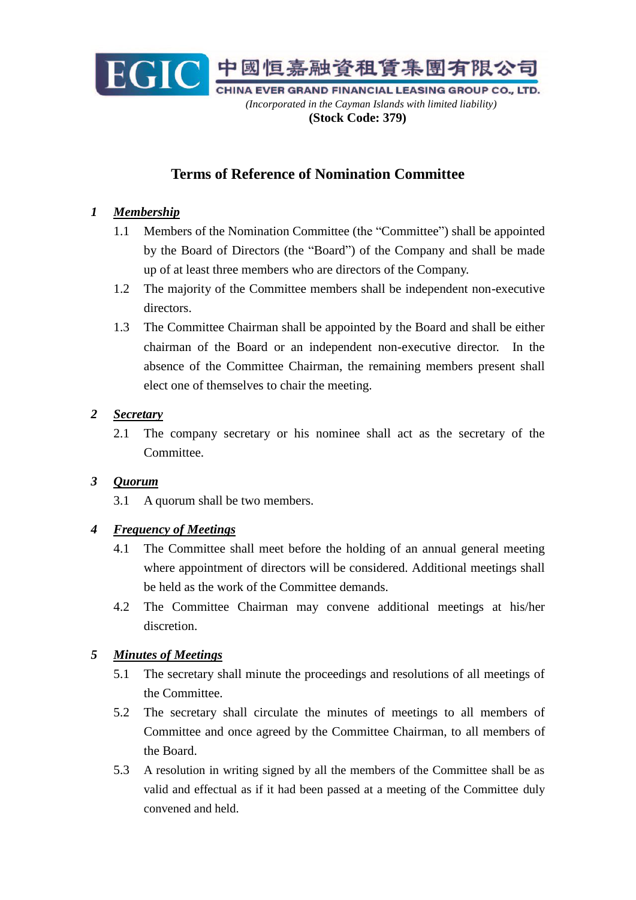EGIC 中國恒嘉融資租賃集團有限公司

CHINA EVER GRAND FINANCIAL LEASING GROUP CO., LTD.

*(Incorporated in the Cayman Islands with limited liability)*

**(Stock Code: 379)**

# Terms of Reference of Nomination Committee

## 1 *Membership*

1.1 Members of the Nomination Committee (the "Committee") shall be appointed by the Board of Directors (the "Board") of the Company and shall be made up of at least three members who are directors of the Company.

1.2 The majority of the Committee members shall be independent non-executive directors.

1.3 The Committee Chairman shall be appointed by the Board and shall be either chairman of the Board or an independent non-executive director. In the absence of the Committee Chairman, the remaining members present shall elect one of themselves to chair the meeting.

## 2 *Secretary*

2.1 The company secretary or his nominee shall act as the secretary of the Committee.

## 3 *Quorum*

3.1 A quorum shall be two members.

## 4 *Frequency of Meetings*

4.1 The Committee shall meet before the holding of an annual general meeting where appointment of directors will be considered. Additional meetings shall be held as the work of the Committee demands.

4.2 The Committee Chairman may convene additional meetings at his/her discretion.

## 5 *Minutes of Meetings*

5.1 The secretary shall minute the proceedings and resolutions of all meetings of the Committee.

5.2 The secretary shall circulate the minutes of meetings to all members of Committee and once agreed by the Committee Chairman, to all members of the Board.

5.3 A resolution in writing signed by all the members of the Committee shall be as valid and effectual as if it had been passed at a meeting of the Committee duly convened and held.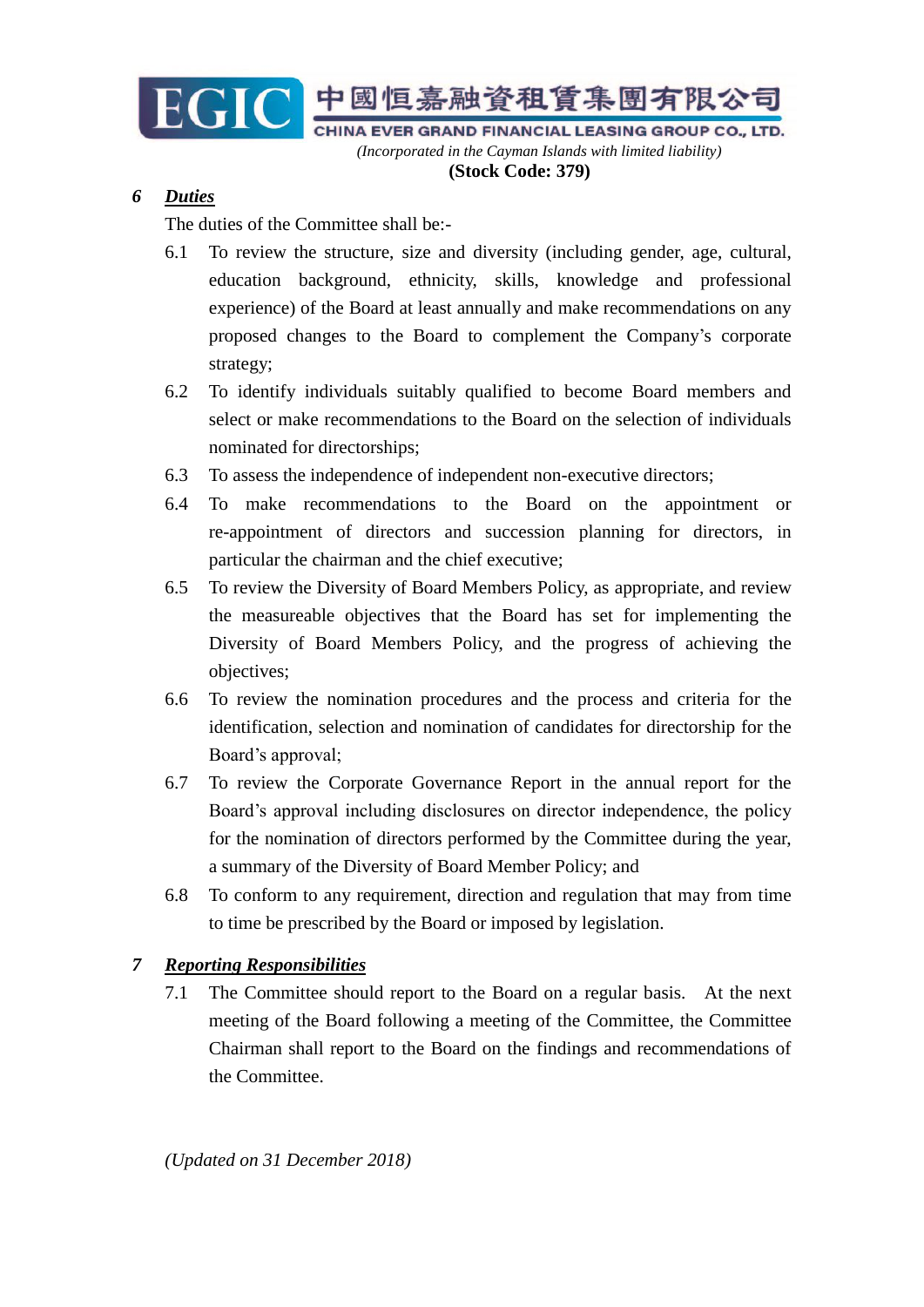## 6 *Duties*

The duties of the Committee shall be:-

6.1 To review the structure, size and diversity (including gender, age, cultural, education background, ethnicity, skills, knowledge and professional experience) of the Board at least annually and make recommendations on any proposed changes to the Board to complement the Company's corporate strategy;

6.2 To identify individuals suitably qualified to become Board members and select or make recommendations to the Board on the selection of individuals nominated for directorships;

6.3 To assess the independence of independent non-executive directors;

6.4 To make recommendations to the Board on the appointment or re-appointment of directors and succession planning for directors, in particular the chairman and the chief executive;

6.5 To review the Diversity of Board Members Policy, as appropriate, and review the measureable objectives that the Board has set for implementing the Diversity of Board Members Policy, and the progress of achieving the objectives;

6.6 To review the nomination procedures and the process and criteria for the identification, selection and nomination of candidates for directorship for the Board's approval;

6.7 To review the Corporate Governance Report in the annual report for the Board's approval including disclosures on director independence, the policy for the nomination of directors performed by the Committee during the year, a summary of the Diversity of Board Member Policy; and

6.8 To conform to any requirement, direction and regulation that may from time to time be prescribed by the Board or imposed by legislation.

## 7 *Reporting Responsibilities*

7.1 The Committee should report to the Board on a regular basis. At the next meeting of the Board following a meeting of the Committee, the Committee Chairman shall report to the Board on the findings and recommendations of the Committee.

*(Updated on 31 December 2018)*